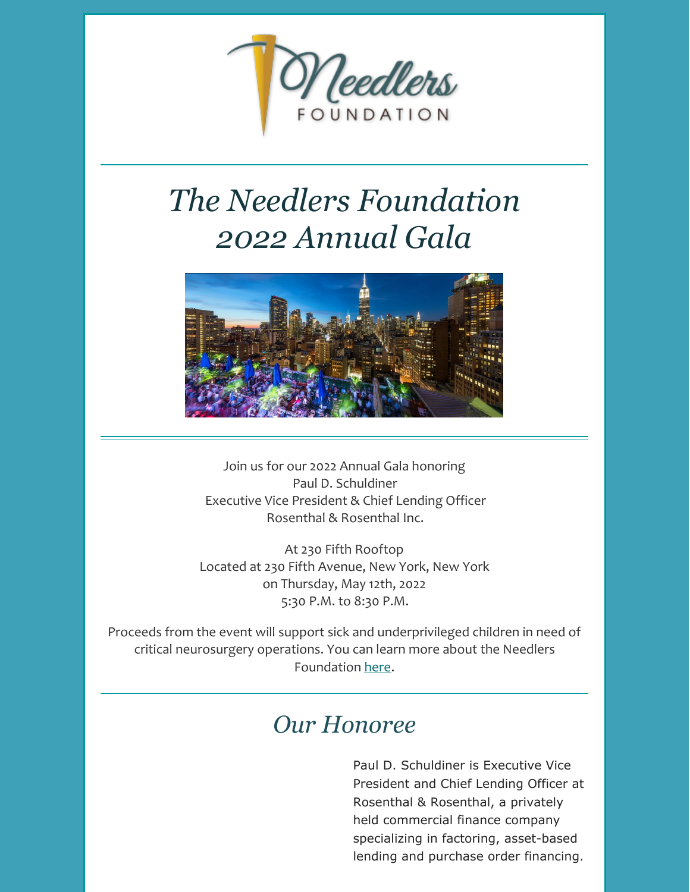# The Needlers Foundation 2022 Annual Gala

Join us for our 2022 Annual Gala honoring
Paul D. Schuldiner
Executive Vice President & Chief Lending Officer
Rosenthal & Rosenthal Inc.

At 230 Fifth Rooftop
Located at 230 Fifth Avenue, New York, New York
on Thursday, May 12th, 2022
5:30 P.M. to 8:30 P.M.

Proceeds from the event will support sick and underprivileged children in need of critical neurosurgery operations. You can learn more about the Needlers Foundation here.

## Our Honoree

Paul D. Schuldiner is Executive Vice President and Chief Lending Officer at Rosenthal & Rosenthal, a privately held commercial finance company specializing in factoring, asset-based lending and purchase order financing.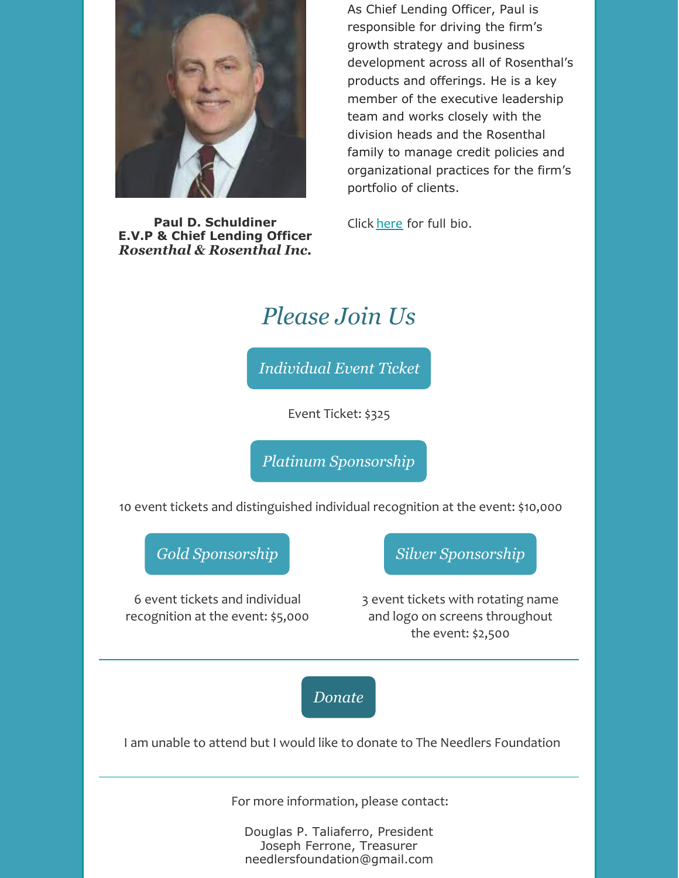**Paul D. Schuldiner**
**E.V.P & Chief Lending Officer**
***Rosenthal & Rosenthal Inc.***

As Chief Lending Officer, Paul is responsible for driving the firm's growth strategy and business development across all of Rosenthal's products and offerings. He is a key member of the executive leadership team and works closely with the division heads and the Rosenthal family to manage credit policies and organizational practices for the firm's portfolio of clients.

Click here for full bio.

## *Please Join Us*

*Individual Event Ticket*

Event Ticket: $325

*Platinum Sponsorship*

10 event tickets and distinguished individual recognition at the event: $10,000

*Gold Sponsorship*

6 event tickets and individual recognition at the event: $5,000

*Silver Sponsorship*

3 event tickets with rotating name and logo on screens throughout the event: $2,500

---

*Donate*

I am unable to attend but I would like to donate to The Needlers Foundation

---

For more information, please contact:

Douglas P. Taliaferro, President
Joseph Ferrone, Treasurer
needlersfoundation@gmail.com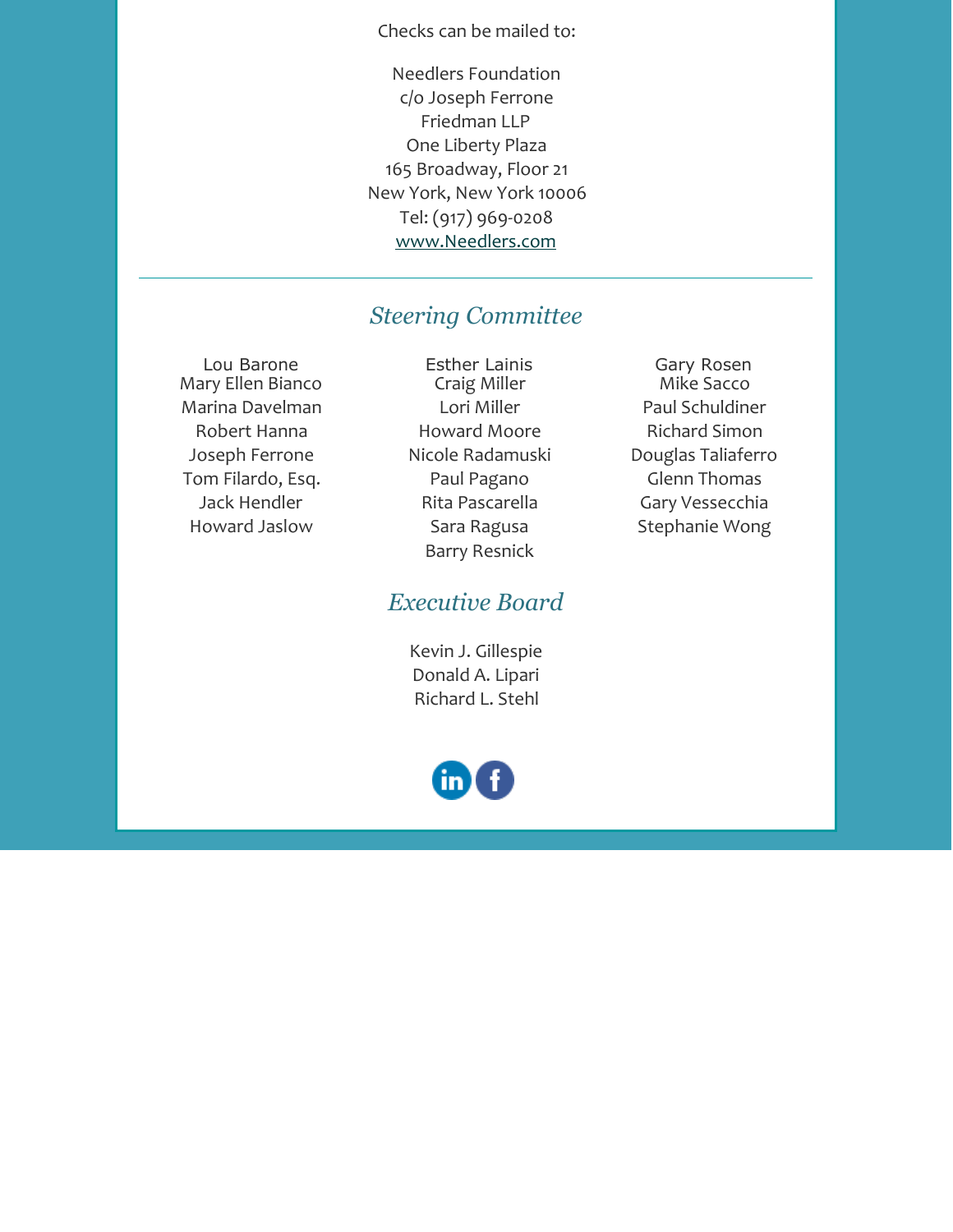Checks can be mailed to:

Needlers Foundation
c/o Joseph Ferrone
Friedman LLP
One Liberty Plaza
165 Broadway, Floor 21
New York, New York 10006
Tel: (917) 969-0208
www.Needlers.com

---

## *Steering Committee*

Lou Barone
Mary Ellen Bianco
Marina Davelman
Robert Hanna
Joseph Ferrone
Tom Filardo, Esq.
Jack Hendler
Howard Jaslow

Esther Lainis
Craig Miller
Lori Miller
Howard Moore
Nicole Radamuski
Paul Pagano
Rita Pascarella
Sara Ragusa
Barry Resnick

Gary Rosen
Mike Sacco
Paul Schuldiner
Richard Simon
Douglas Taliaferro
Glenn Thomas
Gary Vessecchia
Stephanie Wong

## *Executive Board*

Kevin J. Gillespie
Donald A. Lipari
Richard L. Stehl